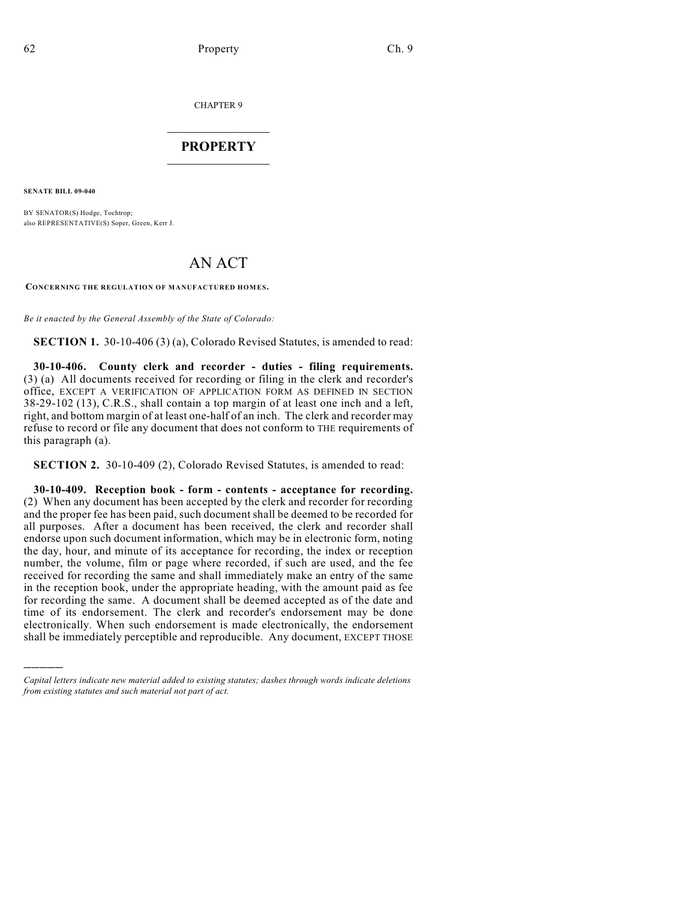CHAPTER 9

# PROPERTY

**SENATE BILL 09-040**

BY SENATOR(S) Hodge, Tochtrop;
also REPRESENTATIVE(S) Soper, Green, Kerr J.

# AN ACT

**CONCERNING THE REGULATION OF MANUFACTURED HOMES.**

*Be it enacted by the General Assembly of the State of Colorado:*

**SECTION 1.** 30-10-406 (3) (a), Colorado Revised Statutes, is amended to read:

**30-10-406. County clerk and recorder - duties - filing requirements.** (3) (a) All documents received for recording or filing in the clerk and recorder's office, EXCEPT A VERIFICATION OF APPLICATION FORM AS DEFINED IN SECTION 38-29-102 (13), C.R.S., shall contain a top margin of at least one inch and a left, right, and bottom margin of at least one-half of an inch. The clerk and recorder may refuse to record or file any document that does not conform to THE requirements of this paragraph (a).

**SECTION 2.** 30-10-409 (2), Colorado Revised Statutes, is amended to read:

**30-10-409. Reception book - form - contents - acceptance for recording.** (2) When any document has been accepted by the clerk and recorder for recording and the proper fee has been paid, such document shall be deemed to be recorded for all purposes. After a document has been received, the clerk and recorder shall endorse upon such document information, which may be in electronic form, noting the day, hour, and minute of its acceptance for recording, the index or reception number, the volume, film or page where recorded, if such are used, and the fee received for recording the same and shall immediately make an entry of the same in the reception book, under the appropriate heading, with the amount paid as fee for recording the same. A document shall be deemed accepted as of the date and time of its endorsement. The clerk and recorder's endorsement may be done electronically. When such endorsement is made electronically, the endorsement shall be immediately perceptible and reproducible. Any document, EXCEPT THOSE

*Capital letters indicate new material added to existing statutes; dashes through words indicate deletions from existing statutes and such material not part of act.*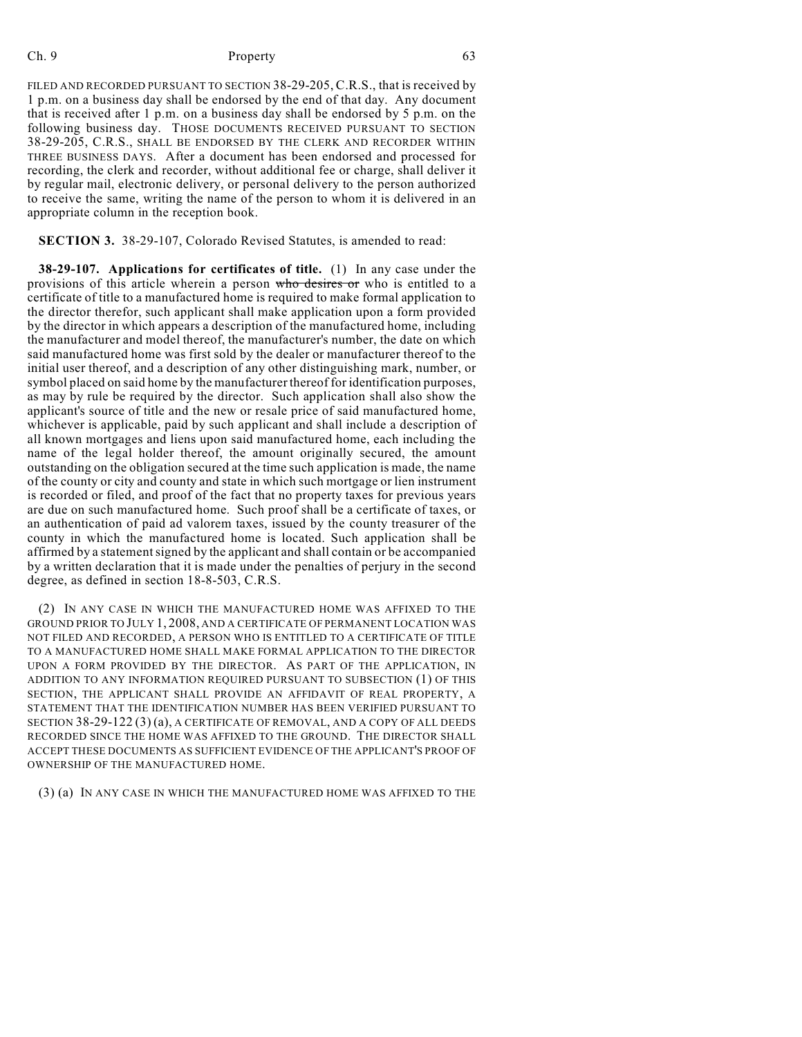FILED AND RECORDED PURSUANT TO SECTION 38-29-205, C.R.S., that is received by 1 p.m. on a business day shall be endorsed by the end of that day. Any document that is received after 1 p.m. on a business day shall be endorsed by 5 p.m. on the following business day. THOSE DOCUMENTS RECEIVED PURSUANT TO SECTION 38-29-205, C.R.S., SHALL BE ENDORSED BY THE CLERK AND RECORDER WITHIN THREE BUSINESS DAYS. After a document has been endorsed and processed for recording, the clerk and recorder, without additional fee or charge, shall deliver it by regular mail, electronic delivery, or personal delivery to the person authorized to receive the same, writing the name of the person to whom it is delivered in an appropriate column in the reception book.

**SECTION 3.** 38-29-107, Colorado Revised Statutes, is amended to read:

**38-29-107. Applications for certificates of title.** (1) In any case under the provisions of this article wherein a person ~~who desires or~~ who is entitled to a certificate of title to a manufactured home is required to make formal application to the director therefor, such applicant shall make application upon a form provided by the director in which appears a description of the manufactured home, including the manufacturer and model thereof, the manufacturer's number, the date on which said manufactured home was first sold by the dealer or manufacturer thereof to the initial user thereof, and a description of any other distinguishing mark, number, or symbol placed on said home by the manufacturer thereof for identification purposes, as may by rule be required by the director. Such application shall also show the applicant's source of title and the new or resale price of said manufactured home, whichever is applicable, paid by such applicant and shall include a description of all known mortgages and liens upon said manufactured home, each including the name of the legal holder thereof, the amount originally secured, the amount outstanding on the obligation secured at the time such application is made, the name of the county or city and county and state in which such mortgage or lien instrument is recorded or filed, and proof of the fact that no property taxes for previous years are due on such manufactured home. Such proof shall be a certificate of taxes, or an authentication of paid ad valorem taxes, issued by the county treasurer of the county in which the manufactured home is located. Such application shall be affirmed by a statement signed by the applicant and shall contain or be accompanied by a written declaration that it is made under the penalties of perjury in the second degree, as defined in section 18-8-503, C.R.S.

(2) IN ANY CASE IN WHICH THE MANUFACTURED HOME WAS AFFIXED TO THE GROUND PRIOR TO JULY 1, 2008, AND A CERTIFICATE OF PERMANENT LOCATION WAS NOT FILED AND RECORDED, A PERSON WHO IS ENTITLED TO A CERTIFICATE OF TITLE TO A MANUFACTURED HOME SHALL MAKE FORMAL APPLICATION TO THE DIRECTOR UPON A FORM PROVIDED BY THE DIRECTOR. AS PART OF THE APPLICATION, IN ADDITION TO ANY INFORMATION REQUIRED PURSUANT TO SUBSECTION (1) OF THIS SECTION, THE APPLICANT SHALL PROVIDE AN AFFIDAVIT OF REAL PROPERTY, A STATEMENT THAT THE IDENTIFICATION NUMBER HAS BEEN VERIFIED PURSUANT TO SECTION 38-29-122 (3) (a), A CERTIFICATE OF REMOVAL, AND A COPY OF ALL DEEDS RECORDED SINCE THE HOME WAS AFFIXED TO THE GROUND. THE DIRECTOR SHALL ACCEPT THESE DOCUMENTS AS SUFFICIENT EVIDENCE OF THE APPLICANT'S PROOF OF OWNERSHIP OF THE MANUFACTURED HOME.

(3) (a) IN ANY CASE IN WHICH THE MANUFACTURED HOME WAS AFFIXED TO THE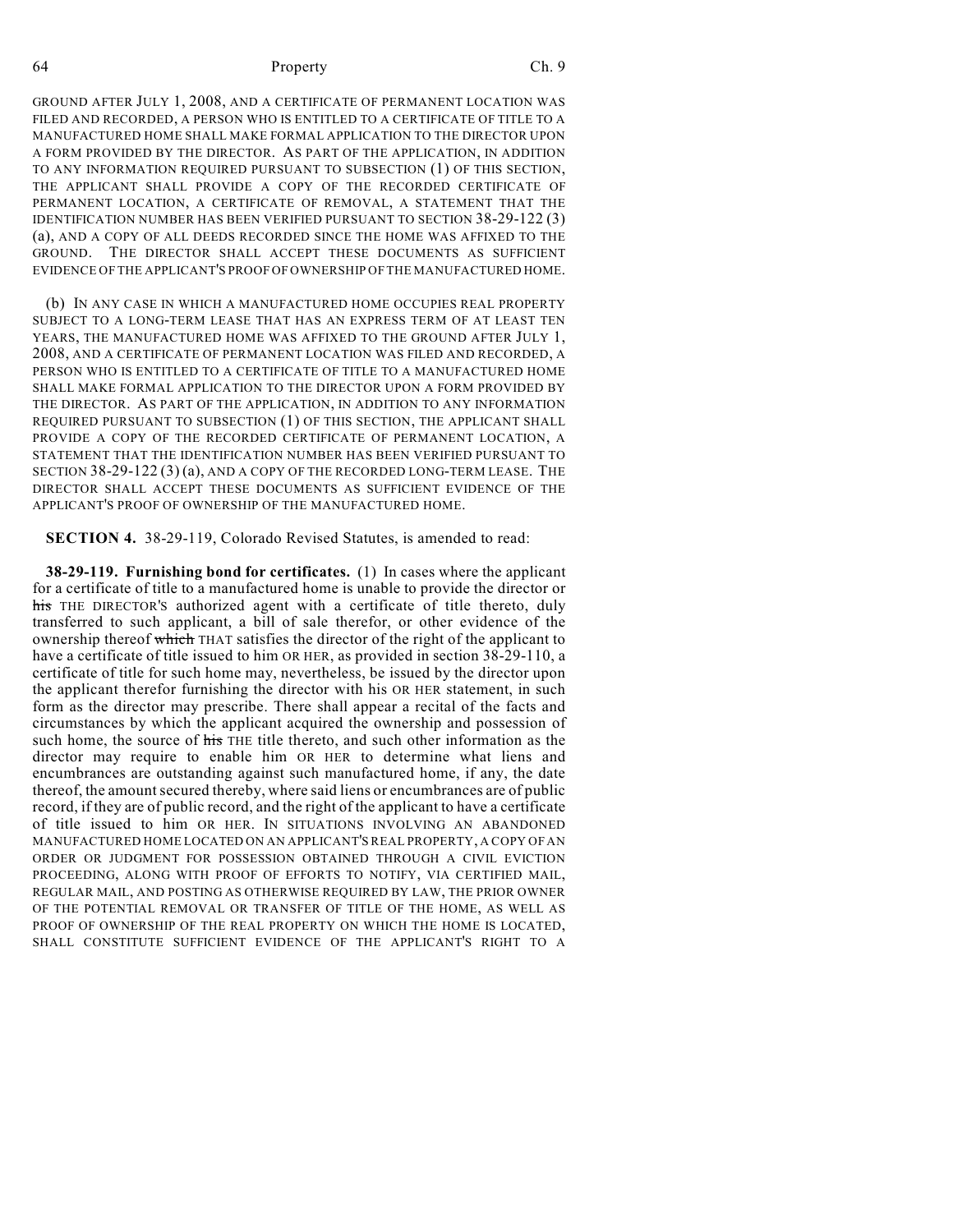GROUND AFTER JULY 1, 2008, AND A CERTIFICATE OF PERMANENT LOCATION WAS FILED AND RECORDED, A PERSON WHO IS ENTITLED TO A CERTIFICATE OF TITLE TO A MANUFACTURED HOME SHALL MAKE FORMAL APPLICATION TO THE DIRECTOR UPON A FORM PROVIDED BY THE DIRECTOR. AS PART OF THE APPLICATION, IN ADDITION TO ANY INFORMATION REQUIRED PURSUANT TO SUBSECTION (1) OF THIS SECTION, THE APPLICANT SHALL PROVIDE A COPY OF THE RECORDED CERTIFICATE OF PERMANENT LOCATION, A CERTIFICATE OF REMOVAL, A STATEMENT THAT THE IDENTIFICATION NUMBER HAS BEEN VERIFIED PURSUANT TO SECTION 38-29-122 (3) (a), AND A COPY OF ALL DEEDS RECORDED SINCE THE HOME WAS AFFIXED TO THE GROUND. THE DIRECTOR SHALL ACCEPT THESE DOCUMENTS AS SUFFICIENT EVIDENCE OF THE APPLICANT'S PROOF OF OWNERSHIP OF THE MANUFACTURED HOME.

(b) IN ANY CASE IN WHICH A MANUFACTURED HOME OCCUPIES REAL PROPERTY SUBJECT TO A LONG-TERM LEASE THAT HAS AN EXPRESS TERM OF AT LEAST TEN YEARS, THE MANUFACTURED HOME WAS AFFIXED TO THE GROUND AFTER JULY 1, 2008, AND A CERTIFICATE OF PERMANENT LOCATION WAS FILED AND RECORDED, A PERSON WHO IS ENTITLED TO A CERTIFICATE OF TITLE TO A MANUFACTURED HOME SHALL MAKE FORMAL APPLICATION TO THE DIRECTOR UPON A FORM PROVIDED BY THE DIRECTOR. AS PART OF THE APPLICATION, IN ADDITION TO ANY INFORMATION REQUIRED PURSUANT TO SUBSECTION (1) OF THIS SECTION, THE APPLICANT SHALL PROVIDE A COPY OF THE RECORDED CERTIFICATE OF PERMANENT LOCATION, A STATEMENT THAT THE IDENTIFICATION NUMBER HAS BEEN VERIFIED PURSUANT TO SECTION 38-29-122 (3) (a), AND A COPY OF THE RECORDED LONG-TERM LEASE. THE DIRECTOR SHALL ACCEPT THESE DOCUMENTS AS SUFFICIENT EVIDENCE OF THE APPLICANT'S PROOF OF OWNERSHIP OF THE MANUFACTURED HOME.

**SECTION 4.** 38-29-119, Colorado Revised Statutes, is amended to read:

**38-29-119. Furnishing bond for certificates.** (1) In cases where the applicant for a certificate of title to a manufactured home is unable to provide the director or ~~his~~ THE DIRECTOR'S authorized agent with a certificate of title thereto, duly transferred to such applicant, a bill of sale therefor, or other evidence of the ownership thereof ~~which~~ THAT satisfies the director of the right of the applicant to have a certificate of title issued to him OR HER, as provided in section 38-29-110, a certificate of title for such home may, nevertheless, be issued by the director upon the applicant therefor furnishing the director with his OR HER statement, in such form as the director may prescribe. There shall appear a recital of the facts and circumstances by which the applicant acquired the ownership and possession of such home, the source of ~~his~~ THE title thereto, and such other information as the director may require to enable him OR HER to determine what liens and encumbrances are outstanding against such manufactured home, if any, the date thereof, the amount secured thereby, where said liens or encumbrances are of public record, if they are of public record, and the right of the applicant to have a certificate of title issued to him OR HER. IN SITUATIONS INVOLVING AN ABANDONED MANUFACTURED HOME LOCATED ON AN APPLICANT'S REAL PROPERTY, A COPY OF AN ORDER OR JUDGMENT FOR POSSESSION OBTAINED THROUGH A CIVIL EVICTION PROCEEDING, ALONG WITH PROOF OF EFFORTS TO NOTIFY, VIA CERTIFIED MAIL, REGULAR MAIL, AND POSTING AS OTHERWISE REQUIRED BY LAW, THE PRIOR OWNER OF THE POTENTIAL REMOVAL OR TRANSFER OF TITLE OF THE HOME, AS WELL AS PROOF OF OWNERSHIP OF THE REAL PROPERTY ON WHICH THE HOME IS LOCATED, SHALL CONSTITUTE SUFFICIENT EVIDENCE OF THE APPLICANT'S RIGHT TO A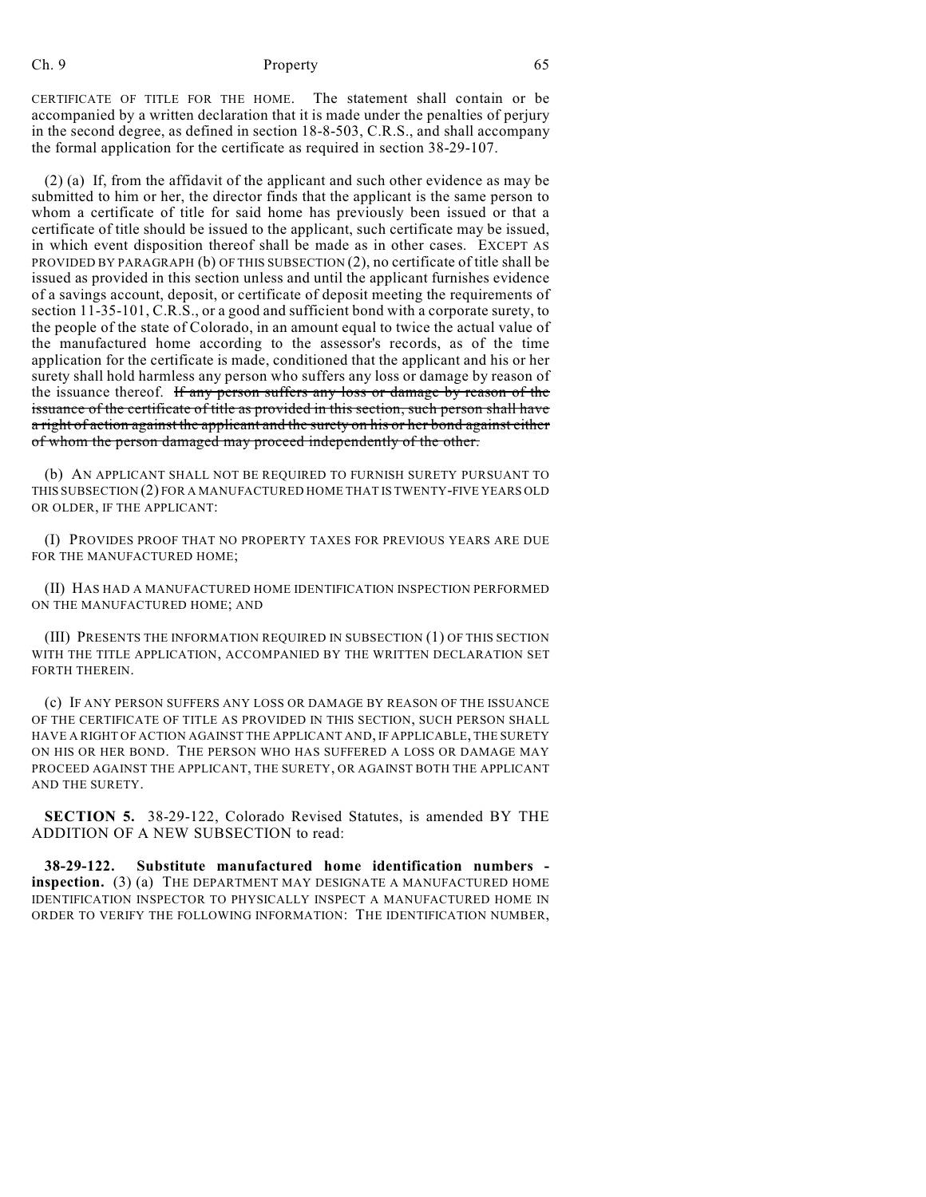CERTIFICATE OF TITLE FOR THE HOME. The statement shall contain or be accompanied by a written declaration that it is made under the penalties of perjury in the second degree, as defined in section 18-8-503, C.R.S., and shall accompany the formal application for the certificate as required in section 38-29-107.

(2) (a) If, from the affidavit of the applicant and such other evidence as may be submitted to him or her, the director finds that the applicant is the same person to whom a certificate of title for said home has previously been issued or that a certificate of title should be issued to the applicant, such certificate may be issued, in which event disposition thereof shall be made as in other cases. EXCEPT AS PROVIDED BY PARAGRAPH (b) OF THIS SUBSECTION (2), no certificate of title shall be issued as provided in this section unless and until the applicant furnishes evidence of a savings account, deposit, or certificate of deposit meeting the requirements of section 11-35-101, C.R.S., or a good and sufficient bond with a corporate surety, to the people of the state of Colorado, in an amount equal to twice the actual value of the manufactured home according to the assessor's records, as of the time application for the certificate is made, conditioned that the applicant and his or her surety shall hold harmless any person who suffers any loss or damage by reason of the issuance thereof. ~~If any person suffers any loss or damage by reason of the issuance of the certificate of title as provided in this section, such person shall have a right of action against the applicant and the surety on his or her bond against either of whom the person damaged may proceed independently of the other.~~

(b) AN APPLICANT SHALL NOT BE REQUIRED TO FURNISH SURETY PURSUANT TO THIS SUBSECTION (2) FOR A MANUFACTURED HOME THAT IS TWENTY-FIVE YEARS OLD OR OLDER, IF THE APPLICANT:

(I) PROVIDES PROOF THAT NO PROPERTY TAXES FOR PREVIOUS YEARS ARE DUE FOR THE MANUFACTURED HOME;

(II) HAS HAD A MANUFACTURED HOME IDENTIFICATION INSPECTION PERFORMED ON THE MANUFACTURED HOME; AND

(III) PRESENTS THE INFORMATION REQUIRED IN SUBSECTION (1) OF THIS SECTION WITH THE TITLE APPLICATION, ACCOMPANIED BY THE WRITTEN DECLARATION SET FORTH THEREIN.

(c) IF ANY PERSON SUFFERS ANY LOSS OR DAMAGE BY REASON OF THE ISSUANCE OF THE CERTIFICATE OF TITLE AS PROVIDED IN THIS SECTION, SUCH PERSON SHALL HAVE A RIGHT OF ACTION AGAINST THE APPLICANT AND, IF APPLICABLE, THE SURETY ON HIS OR HER BOND. THE PERSON WHO HAS SUFFERED A LOSS OR DAMAGE MAY PROCEED AGAINST THE APPLICANT, THE SURETY, OR AGAINST BOTH THE APPLICANT AND THE SURETY.

**SECTION 5.** 38-29-122, Colorado Revised Statutes, is amended BY THE ADDITION OF A NEW SUBSECTION to read:

**38-29-122. Substitute manufactured home identification numbers - inspection.** (3) (a) THE DEPARTMENT MAY DESIGNATE A MANUFACTURED HOME IDENTIFICATION INSPECTOR TO PHYSICALLY INSPECT A MANUFACTURED HOME IN ORDER TO VERIFY THE FOLLOWING INFORMATION: THE IDENTIFICATION NUMBER,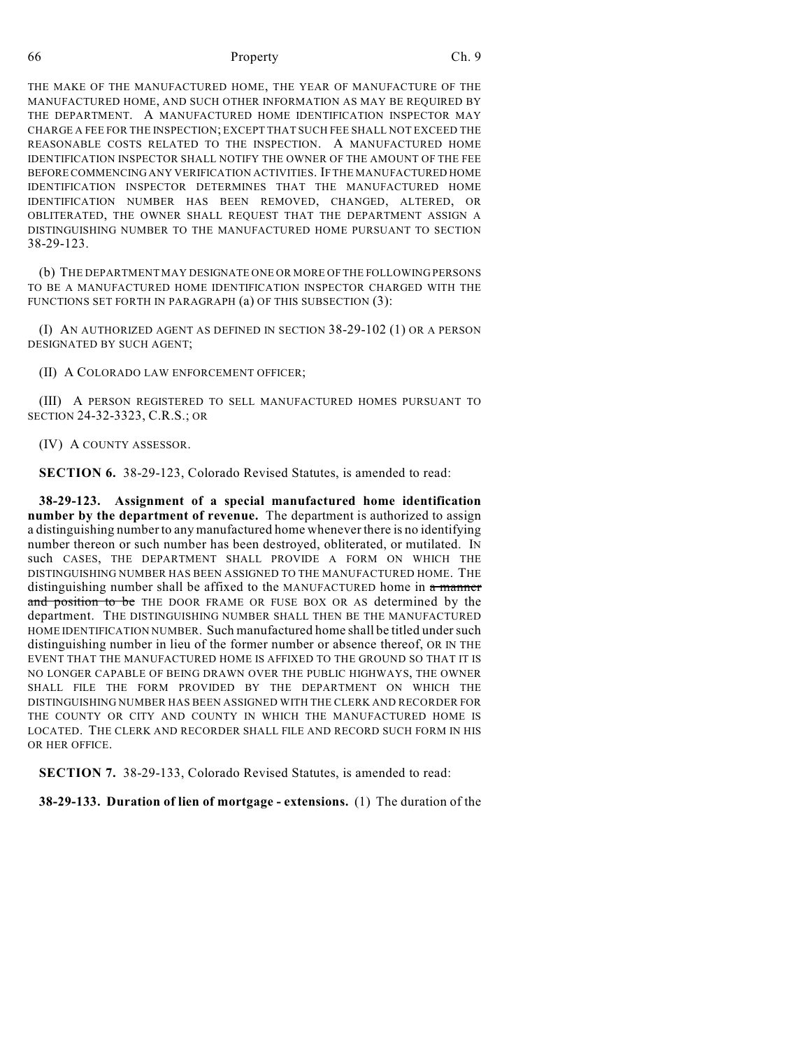THE MAKE OF THE MANUFACTURED HOME, THE YEAR OF MANUFACTURE OF THE MANUFACTURED HOME, AND SUCH OTHER INFORMATION AS MAY BE REQUIRED BY THE DEPARTMENT. A MANUFACTURED HOME IDENTIFICATION INSPECTOR MAY CHARGE A FEE FOR THE INSPECTION; EXCEPT THAT SUCH FEE SHALL NOT EXCEED THE REASONABLE COSTS RELATED TO THE INSPECTION. A MANUFACTURED HOME IDENTIFICATION INSPECTOR SHALL NOTIFY THE OWNER OF THE AMOUNT OF THE FEE BEFORE COMMENCING ANY VERIFICATION ACTIVITIES. IF THE MANUFACTURED HOME IDENTIFICATION INSPECTOR DETERMINES THAT THE MANUFACTURED HOME IDENTIFICATION NUMBER HAS BEEN REMOVED, CHANGED, ALTERED, OR OBLITERATED, THE OWNER SHALL REQUEST THAT THE DEPARTMENT ASSIGN A DISTINGUISHING NUMBER TO THE MANUFACTURED HOME PURSUANT TO SECTION 38-29-123.

(b) THE DEPARTMENT MAY DESIGNATE ONE OR MORE OF THE FOLLOWING PERSONS TO BE A MANUFACTURED HOME IDENTIFICATION INSPECTOR CHARGED WITH THE FUNCTIONS SET FORTH IN PARAGRAPH (a) OF THIS SUBSECTION (3):

(I) AN AUTHORIZED AGENT AS DEFINED IN SECTION 38-29-102 (1) OR A PERSON DESIGNATED BY SUCH AGENT;

(II) A COLORADO LAW ENFORCEMENT OFFICER;

(III) A PERSON REGISTERED TO SELL MANUFACTURED HOMES PURSUANT TO SECTION 24-32-3323, C.R.S.; OR

(IV) A COUNTY ASSESSOR.

**SECTION 6.** 38-29-123, Colorado Revised Statutes, is amended to read:

**38-29-123. Assignment of a special manufactured home identification number by the department of revenue.** The department is authorized to assign a distinguishing number to any manufactured home whenever there is no identifying number thereon or such number has been destroyed, obliterated, or mutilated. IN such CASES, THE DEPARTMENT SHALL PROVIDE A FORM ON WHICH THE DISTINGUISHING NUMBER HAS BEEN ASSIGNED TO THE MANUFACTURED HOME. THE distinguishing number shall be affixed to the MANUFACTURED home in ~~a manner and position to be~~ THE DOOR FRAME OR FUSE BOX OR AS determined by the department. THE DISTINGUISHING NUMBER SHALL THEN BE THE MANUFACTURED HOME IDENTIFICATION NUMBER. Such manufactured home shall be titled under such distinguishing number in lieu of the former number or absence thereof, OR IN THE EVENT THAT THE MANUFACTURED HOME IS AFFIXED TO THE GROUND SO THAT IT IS NO LONGER CAPABLE OF BEING DRAWN OVER THE PUBLIC HIGHWAYS, THE OWNER SHALL FILE THE FORM PROVIDED BY THE DEPARTMENT ON WHICH THE DISTINGUISHING NUMBER HAS BEEN ASSIGNED WITH THE CLERK AND RECORDER FOR THE COUNTY OR CITY AND COUNTY IN WHICH THE MANUFACTURED HOME IS LOCATED. THE CLERK AND RECORDER SHALL FILE AND RECORD SUCH FORM IN HIS OR HER OFFICE.

**SECTION 7.** 38-29-133, Colorado Revised Statutes, is amended to read:

**38-29-133. Duration of lien of mortgage - extensions.** (1) The duration of the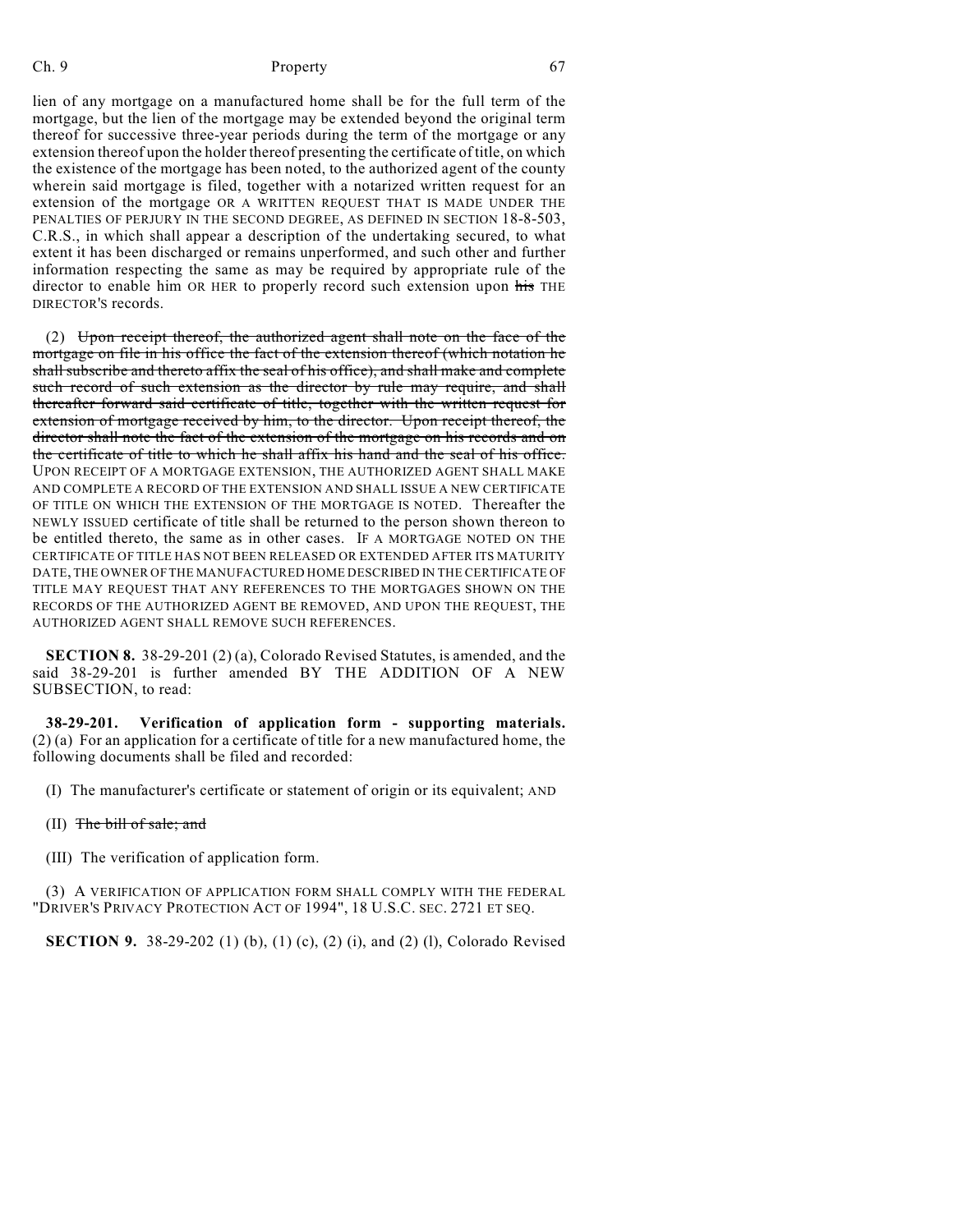lien of any mortgage on a manufactured home shall be for the full term of the mortgage, but the lien of the mortgage may be extended beyond the original term thereof for successive three-year periods during the term of the mortgage or any extension thereof upon the holder thereof presenting the certificate of title, on which the existence of the mortgage has been noted, to the authorized agent of the county wherein said mortgage is filed, together with a notarized written request for an extension of the mortgage OR A WRITTEN REQUEST THAT IS MADE UNDER THE PENALTIES OF PERJURY IN THE SECOND DEGREE, AS DEFINED IN SECTION 18-8-503, C.R.S., in which shall appear a description of the undertaking secured, to what extent it has been discharged or remains unperformed, and such other and further information respecting the same as may be required by appropriate rule of the director to enable him OR HER to properly record such extension upon ~~his~~ THE DIRECTOR'S records.

(2) ~~Upon receipt thereof, the authorized agent shall note on the face of the mortgage on file in his office the fact of the extension thereof (which notation he shall subscribe and thereto affix the seal of his office), and shall make and complete such record of such extension as the director by rule may require, and shall thereafter forward said certificate of title, together with the written request for extension of mortgage received by him, to the director. Upon receipt thereof, the director shall note the fact of the extension of the mortgage on his records and on the certificate of title to which he shall affix his hand and the seal of his office.~~ UPON RECEIPT OF A MORTGAGE EXTENSION, THE AUTHORIZED AGENT SHALL MAKE AND COMPLETE A RECORD OF THE EXTENSION AND SHALL ISSUE A NEW CERTIFICATE OF TITLE ON WHICH THE EXTENSION OF THE MORTGAGE IS NOTED. Thereafter the NEWLY ISSUED certificate of title shall be returned to the person shown thereon to be entitled thereto, the same as in other cases. IF A MORTGAGE NOTED ON THE CERTIFICATE OF TITLE HAS NOT BEEN RELEASED OR EXTENDED AFTER ITS MATURITY DATE, THE OWNER OF THE MANUFACTURED HOME DESCRIBED IN THE CERTIFICATE OF TITLE MAY REQUEST THAT ANY REFERENCES TO THE MORTGAGES SHOWN ON THE RECORDS OF THE AUTHORIZED AGENT BE REMOVED, AND UPON THE REQUEST, THE AUTHORIZED AGENT SHALL REMOVE SUCH REFERENCES.

**SECTION 8.** 38-29-201 (2) (a), Colorado Revised Statutes, is amended, and the said 38-29-201 is further amended BY THE ADDITION OF A NEW SUBSECTION, to read:

**38-29-201. Verification of application form - supporting materials.** (2) (a) For an application for a certificate of title for a new manufactured home, the following documents shall be filed and recorded:

(I) The manufacturer's certificate or statement of origin or its equivalent; AND

(II) ~~The bill of sale; and~~

(III) The verification of application form.

(3) A VERIFICATION OF APPLICATION FORM SHALL COMPLY WITH THE FEDERAL "DRIVER'S PRIVACY PROTECTION ACT OF 1994", 18 U.S.C. SEC. 2721 ET SEQ.

**SECTION 9.** 38-29-202 (1) (b), (1) (c), (2) (i), and (2) (l), Colorado Revised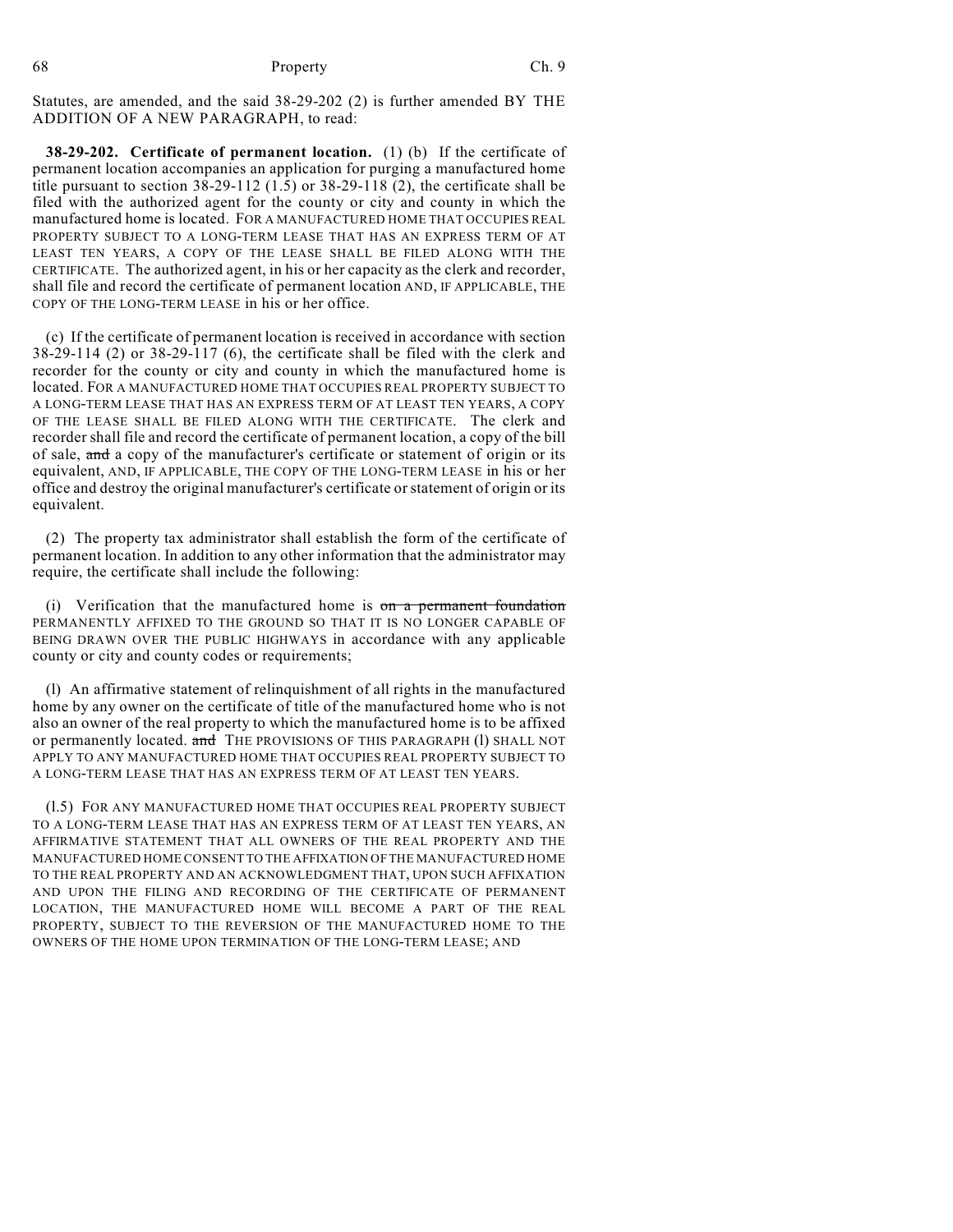Statutes, are amended, and the said 38-29-202 (2) is further amended BY THE ADDITION OF A NEW PARAGRAPH, to read:

**38-29-202. Certificate of permanent location.** (1) (b) If the certificate of permanent location accompanies an application for purging a manufactured home title pursuant to section 38-29-112 (1.5) or 38-29-118 (2), the certificate shall be filed with the authorized agent for the county or city and county in which the manufactured home is located. FOR A MANUFACTURED HOME THAT OCCUPIES REAL PROPERTY SUBJECT TO A LONG-TERM LEASE THAT HAS AN EXPRESS TERM OF AT LEAST TEN YEARS, A COPY OF THE LEASE SHALL BE FILED ALONG WITH THE CERTIFICATE. The authorized agent, in his or her capacity as the clerk and recorder, shall file and record the certificate of permanent location AND, IF APPLICABLE, THE COPY OF THE LONG-TERM LEASE in his or her office.

(c) If the certificate of permanent location is received in accordance with section 38-29-114 (2) or 38-29-117 (6), the certificate shall be filed with the clerk and recorder for the county or city and county in which the manufactured home is located. FOR A MANUFACTURED HOME THAT OCCUPIES REAL PROPERTY SUBJECT TO A LONG-TERM LEASE THAT HAS AN EXPRESS TERM OF AT LEAST TEN YEARS, A COPY OF THE LEASE SHALL BE FILED ALONG WITH THE CERTIFICATE. The clerk and recorder shall file and record the certificate of permanent location, a copy of the bill of sale, ~~and~~ a copy of the manufacturer's certificate or statement of origin or its equivalent, AND, IF APPLICABLE, THE COPY OF THE LONG-TERM LEASE in his or her office and destroy the original manufacturer's certificate or statement of origin or its equivalent.

(2) The property tax administrator shall establish the form of the certificate of permanent location. In addition to any other information that the administrator may require, the certificate shall include the following:

(i) Verification that the manufactured home is ~~on a permanent foundation~~ PERMANENTLY AFFIXED TO THE GROUND SO THAT IT IS NO LONGER CAPABLE OF BEING DRAWN OVER THE PUBLIC HIGHWAYS in accordance with any applicable county or city and county codes or requirements;

(l) An affirmative statement of relinquishment of all rights in the manufactured home by any owner on the certificate of title of the manufactured home who is not also an owner of the real property to which the manufactured home is to be affixed or permanently located. ~~and~~ THE PROVISIONS OF THIS PARAGRAPH (l) SHALL NOT APPLY TO ANY MANUFACTURED HOME THAT OCCUPIES REAL PROPERTY SUBJECT TO A LONG-TERM LEASE THAT HAS AN EXPRESS TERM OF AT LEAST TEN YEARS.

(l.5) FOR ANY MANUFACTURED HOME THAT OCCUPIES REAL PROPERTY SUBJECT TO A LONG-TERM LEASE THAT HAS AN EXPRESS TERM OF AT LEAST TEN YEARS, AN AFFIRMATIVE STATEMENT THAT ALL OWNERS OF THE REAL PROPERTY AND THE MANUFACTURED HOME CONSENT TO THE AFFIXATION OF THE MANUFACTURED HOME TO THE REAL PROPERTY AND AN ACKNOWLEDGMENT THAT, UPON SUCH AFFIXATION AND UPON THE FILING AND RECORDING OF THE CERTIFICATE OF PERMANENT LOCATION, THE MANUFACTURED HOME WILL BECOME A PART OF THE REAL PROPERTY, SUBJECT TO THE REVERSION OF THE MANUFACTURED HOME TO THE OWNERS OF THE HOME UPON TERMINATION OF THE LONG-TERM LEASE; AND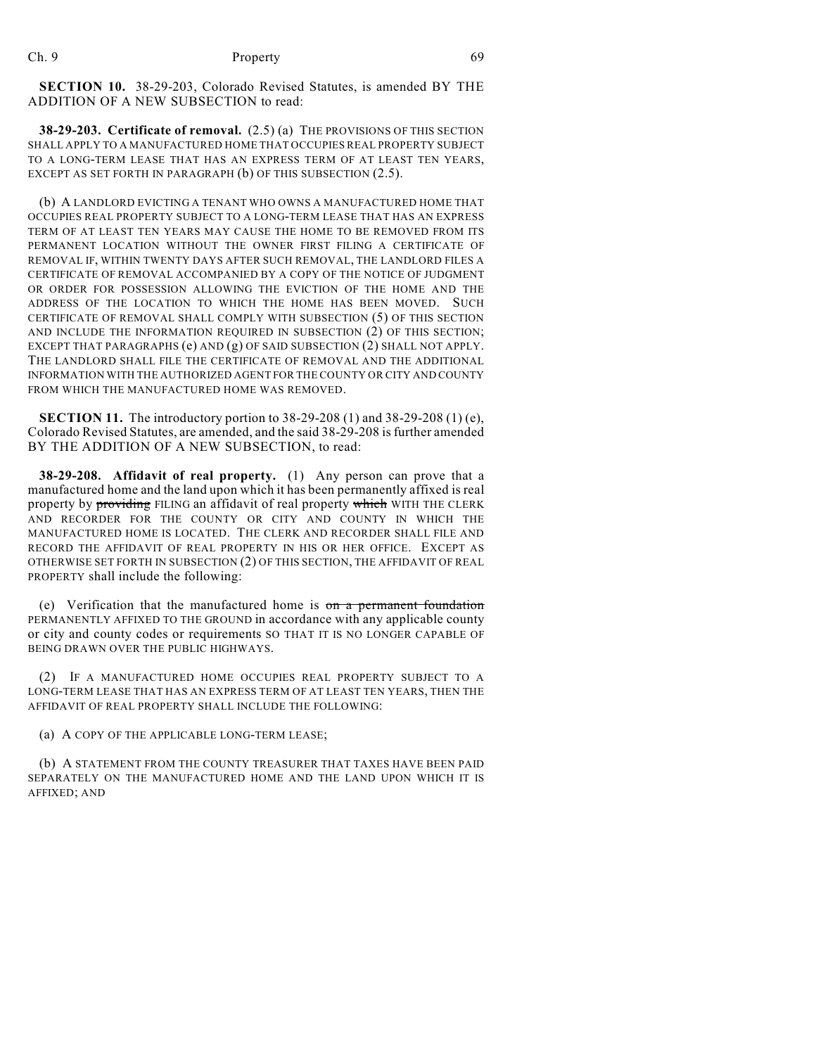**SECTION 10.** 38-29-203, Colorado Revised Statutes, is amended BY THE ADDITION OF A NEW SUBSECTION to read:

**38-29-203. Certificate of removal.** (2.5) (a) THE PROVISIONS OF THIS SECTION SHALL APPLY TO A MANUFACTURED HOME THAT OCCUPIES REAL PROPERTY SUBJECT TO A LONG-TERM LEASE THAT HAS AN EXPRESS TERM OF AT LEAST TEN YEARS, EXCEPT AS SET FORTH IN PARAGRAPH (b) OF THIS SUBSECTION (2.5).

(b) A LANDLORD EVICTING A TENANT WHO OWNS A MANUFACTURED HOME THAT OCCUPIES REAL PROPERTY SUBJECT TO A LONG-TERM LEASE THAT HAS AN EXPRESS TERM OF AT LEAST TEN YEARS MAY CAUSE THE HOME TO BE REMOVED FROM ITS PERMANENT LOCATION WITHOUT THE OWNER FIRST FILING A CERTIFICATE OF REMOVAL IF, WITHIN TWENTY DAYS AFTER SUCH REMOVAL, THE LANDLORD FILES A CERTIFICATE OF REMOVAL ACCOMPANIED BY A COPY OF THE NOTICE OF JUDGMENT OR ORDER FOR POSSESSION ALLOWING THE EVICTION OF THE HOME AND THE ADDRESS OF THE LOCATION TO WHICH THE HOME HAS BEEN MOVED. SUCH CERTIFICATE OF REMOVAL SHALL COMPLY WITH SUBSECTION (5) OF THIS SECTION AND INCLUDE THE INFORMATION REQUIRED IN SUBSECTION (2) OF THIS SECTION; EXCEPT THAT PARAGRAPHS (e) AND (g) OF SAID SUBSECTION (2) SHALL NOT APPLY. THE LANDLORD SHALL FILE THE CERTIFICATE OF REMOVAL AND THE ADDITIONAL INFORMATION WITH THE AUTHORIZED AGENT FOR THE COUNTY OR CITY AND COUNTY FROM WHICH THE MANUFACTURED HOME WAS REMOVED.

**SECTION 11.** The introductory portion to 38-29-208 (1) and 38-29-208 (1) (e), Colorado Revised Statutes, are amended, and the said 38-29-208 is further amended BY THE ADDITION OF A NEW SUBSECTION, to read:

**38-29-208. Affidavit of real property.** (1) Any person can prove that a manufactured home and the land upon which it has been permanently affixed is real property by ~~providing~~ FILING an affidavit of real property ~~which~~ WITH THE CLERK AND RECORDER FOR THE COUNTY OR CITY AND COUNTY IN WHICH THE MANUFACTURED HOME IS LOCATED. THE CLERK AND RECORDER SHALL FILE AND RECORD THE AFFIDAVIT OF REAL PROPERTY IN HIS OR HER OFFICE. EXCEPT AS OTHERWISE SET FORTH IN SUBSECTION (2) OF THIS SECTION, THE AFFIDAVIT OF REAL PROPERTY shall include the following:

(e) Verification that the manufactured home is ~~on a permanent foundation~~ PERMANENTLY AFFIXED TO THE GROUND in accordance with any applicable county or city and county codes or requirements SO THAT IT IS NO LONGER CAPABLE OF BEING DRAWN OVER THE PUBLIC HIGHWAYS.

(2) IF A MANUFACTURED HOME OCCUPIES REAL PROPERTY SUBJECT TO A LONG-TERM LEASE THAT HAS AN EXPRESS TERM OF AT LEAST TEN YEARS, THEN THE AFFIDAVIT OF REAL PROPERTY SHALL INCLUDE THE FOLLOWING:

(a) A COPY OF THE APPLICABLE LONG-TERM LEASE;

(b) A STATEMENT FROM THE COUNTY TREASURER THAT TAXES HAVE BEEN PAID SEPARATELY ON THE MANUFACTURED HOME AND THE LAND UPON WHICH IT IS AFFIXED; AND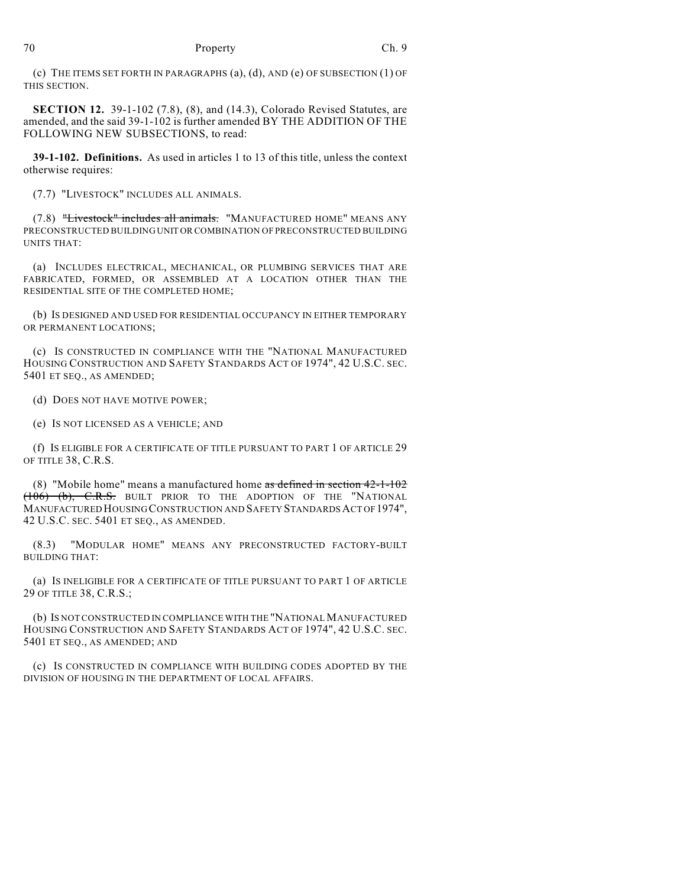(c) THE ITEMS SET FORTH IN PARAGRAPHS (a), (d), AND (e) OF SUBSECTION (1) OF THIS SECTION.

**SECTION 12.** 39-1-102 (7.8), (8), and (14.3), Colorado Revised Statutes, are amended, and the said 39-1-102 is further amended BY THE ADDITION OF THE FOLLOWING NEW SUBSECTIONS, to read:

**39-1-102. Definitions.** As used in articles 1 to 13 of this title, unless the context otherwise requires:

(7.7) "LIVESTOCK" INCLUDES ALL ANIMALS.

(7.8) ~~"Livestock" includes all animals.~~ "MANUFACTURED HOME" MEANS ANY PRECONSTRUCTED BUILDING UNIT OR COMBINATION OF PRECONSTRUCTED BUILDING UNITS THAT:

(a) INCLUDES ELECTRICAL, MECHANICAL, OR PLUMBING SERVICES THAT ARE FABRICATED, FORMED, OR ASSEMBLED AT A LOCATION OTHER THAN THE RESIDENTIAL SITE OF THE COMPLETED HOME;

(b) IS DESIGNED AND USED FOR RESIDENTIAL OCCUPANCY IN EITHER TEMPORARY OR PERMANENT LOCATIONS;

(c) IS CONSTRUCTED IN COMPLIANCE WITH THE "NATIONAL MANUFACTURED HOUSING CONSTRUCTION AND SAFETY STANDARDS ACT OF 1974", 42 U.S.C. SEC. 5401 ET SEQ., AS AMENDED;

(d) DOES NOT HAVE MOTIVE POWER;

(e) IS NOT LICENSED AS A VEHICLE; AND

(f) IS ELIGIBLE FOR A CERTIFICATE OF TITLE PURSUANT TO PART 1 OF ARTICLE 29 OF TITLE 38, C.R.S.

(8) "Mobile home" means a manufactured home ~~as defined in section 42-1-102 (106) (b), C.R.S.~~ BUILT PRIOR TO THE ADOPTION OF THE "NATIONAL MANUFACTURED HOUSING CONSTRUCTION AND SAFETY STANDARDS ACT OF 1974", 42 U.S.C. SEC. 5401 ET SEQ., AS AMENDED.

(8.3) "MODULAR HOME" MEANS ANY PRECONSTRUCTED FACTORY-BUILT BUILDING THAT:

(a) IS INELIGIBLE FOR A CERTIFICATE OF TITLE PURSUANT TO PART 1 OF ARTICLE 29 OF TITLE 38, C.R.S.;

(b) IS NOT CONSTRUCTED IN COMPLIANCE WITH THE "NATIONAL MANUFACTURED HOUSING CONSTRUCTION AND SAFETY STANDARDS ACT OF 1974", 42 U.S.C. SEC. 5401 ET SEQ., AS AMENDED; AND

(c) IS CONSTRUCTED IN COMPLIANCE WITH BUILDING CODES ADOPTED BY THE DIVISION OF HOUSING IN THE DEPARTMENT OF LOCAL AFFAIRS.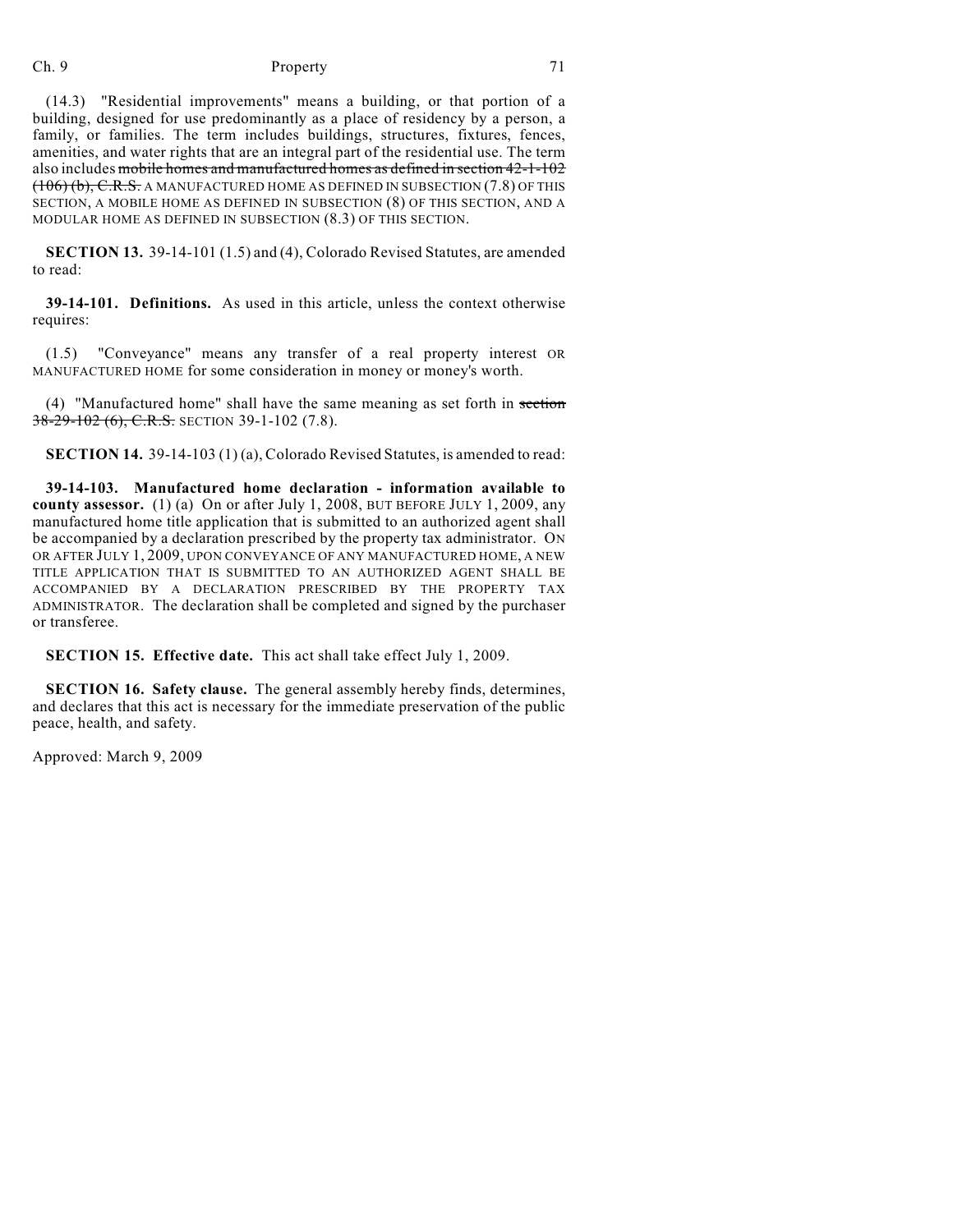(14.3) "Residential improvements" means a building, or that portion of a building, designed for use predominantly as a place of residency by a person, a family, or families. The term includes buildings, structures, fixtures, fences, amenities, and water rights that are an integral part of the residential use. The term also includes ~~mobile homes and manufactured homes as defined in section 42-1-102 (106) (b), C.R.S.~~ A MANUFACTURED HOME AS DEFINED IN SUBSECTION (7.8) OF THIS SECTION, A MOBILE HOME AS DEFINED IN SUBSECTION (8) OF THIS SECTION, AND A MODULAR HOME AS DEFINED IN SUBSECTION (8.3) OF THIS SECTION.

**SECTION 13.** 39-14-101 (1.5) and (4), Colorado Revised Statutes, are amended to read:

**39-14-101. Definitions.** As used in this article, unless the context otherwise requires:

(1.5) "Conveyance" means any transfer of a real property interest OR MANUFACTURED HOME for some consideration in money or money's worth.

(4) "Manufactured home" shall have the same meaning as set forth in ~~section 38-29-102 (6), C.R.S.~~ SECTION 39-1-102 (7.8).

**SECTION 14.** 39-14-103 (1) (a), Colorado Revised Statutes, is amended to read:

**39-14-103. Manufactured home declaration - information available to county assessor.** (1) (a) On or after July 1, 2008, BUT BEFORE JULY 1, 2009, any manufactured home title application that is submitted to an authorized agent shall be accompanied by a declaration prescribed by the property tax administrator. ON OR AFTER JULY 1, 2009, UPON CONVEYANCE OF ANY MANUFACTURED HOME, A NEW TITLE APPLICATION THAT IS SUBMITTED TO AN AUTHORIZED AGENT SHALL BE ACCOMPANIED BY A DECLARATION PRESCRIBED BY THE PROPERTY TAX ADMINISTRATOR. The declaration shall be completed and signed by the purchaser or transferee.

**SECTION 15. Effective date.** This act shall take effect July 1, 2009.

**SECTION 16. Safety clause.** The general assembly hereby finds, determines, and declares that this act is necessary for the immediate preservation of the public peace, health, and safety.

Approved: March 9, 2009